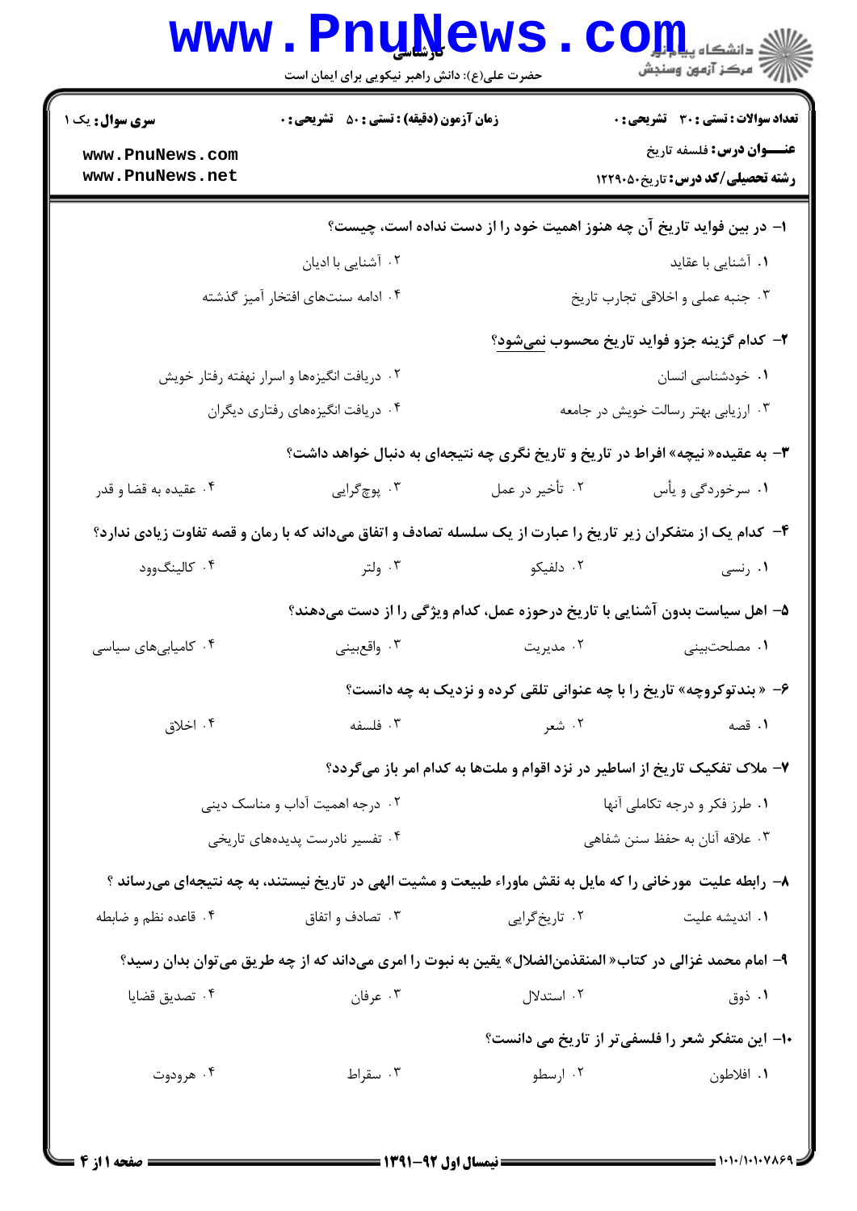کارشناسی

حضرت علی(ع): دانش راهبر نیکویی برای ایمان است

**سری سوال:** یک ۱

**زمان آزمون (دقیقه) : تستی : ۵۰ تشریحی : ۰**

**تعداد سوالات : تستی : ۳۰ تشریحی : ۰**

**عنـــوان درس:** فلسفه تاریخ

**رشته تحصیلی/کد درس:** تاریخ ۱۲۲۹۰۵۰

۱- در بین فواید تاریخ آن چه هنوز اهمیت خود را از دست نداده است، چیست؟

۱. آشنایی با عقاید
۲. آشنایی با ادیان
۳. جنبه عملی و اخلاقی تجارب تاریخ
۴. ادامه سنت‌های افتخار آمیز گذشته

۲- کدام گزینه جزو فواید تاریخ محسوب نمی‌شود؟

۱. خودشناسی انسان
۲. دریافت انگیزه‌ها و اسرار نهفته رفتار خویش
۳. ارزیابی بهتر رسالت خویش در جامعه
۴. دریافت انگیزه‌های رفتاری دیگران

۳- به عقیده« نیچه» افراط در تاریخ و تاریخ نگری چه نتیجه‌ای به دنبال خواهد داشت؟

۱. سرخوردگی و یأس
۲. تأخیر در عمل
۳. پوچ‌گرایی
۴. عقیده به قضا و قدر

۴- کدام یک از متفکران زیر تاریخ را عبارت از یک سلسله تصادف و اتفاق می‌داند که با رمان و قصه تفاوت زیادی ندارد؟

۱. رنسی
۲. دلفیکو
۳. ولتر
۴. کالینگ‌وود

۵- اهل سیاست بدون آشنایی با تاریخ درحوزه عمل، کدام ویژگی را از دست می‌دهند؟

۱. مصلحت‌بینی
۲. مدیریت
۳. واقع‌بینی
۴. کامیابی‌های سیاسی

۶- « بندتوکروچه» تاریخ را با چه عنوانی تلقی کرده و نزدیک به چه دانست؟

۱. قصه
۲. شعر
۳. فلسفه
۴. اخلاق

۷- ملاک تفکیک تاریخ از اساطیر در نزد اقوام و ملت‌ها به کدام امر باز می‌گردد؟

۱. طرز فکر و درجه تکاملی آنها
۲. درجه اهمیت آداب و مناسک دینی
۳. علاقه آنان به حفظ سنن شفاهی
۴. تفسیر نادرست پدیده‌های تاریخی

۸- رابطه علیت مورخانی را که مایل به نقش ماوراء طبیعت و مشیت الهی در تاریخ نیستند، به چه نتیجه‌ای می‌رساند ؟

۱. اندیشه علیت
۲. تاریخ‌گرایی
۳. تصادف و اتفاق
۴. قاعده نظم و ضابطه

۹- امام محمد غزالی در کتاب« المنقذمن‌الضلال» یقین به نبوت را امری می‌داند که از چه طریق می‌توان بدان رسید؟

۱. ذوق
۲. استدلال
۳. عرفان
۴. تصدیق قضایا

۱۰- این متفکر شعر را فلسفی‌تر از تاریخ می دانست؟

۱. افلاطون
۲. ارسطو
۳. سقراط
۴. هرودوت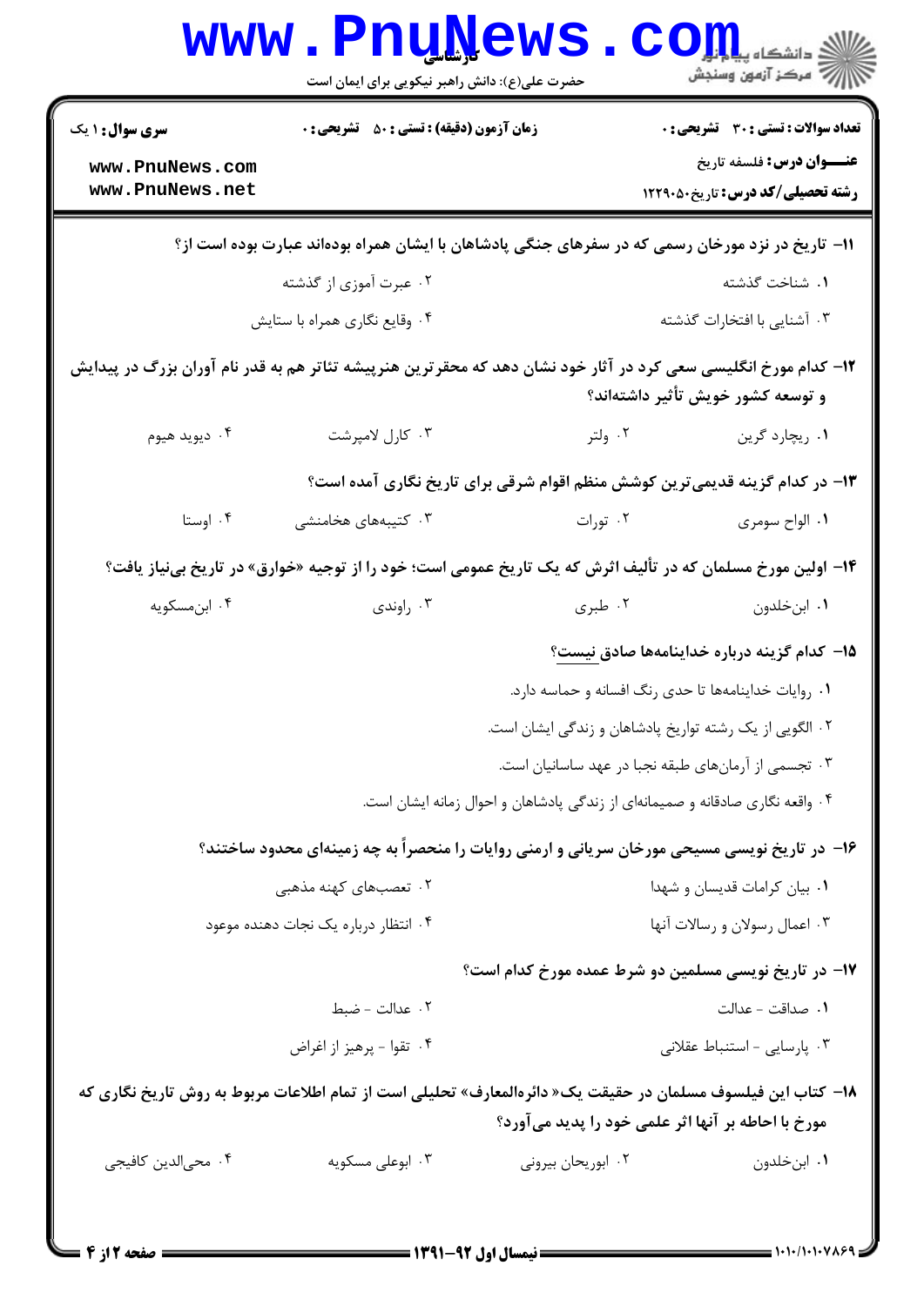**سری سوال:** ۱ یک | **زمان آزمون (دقیقه) : تستی :** ۵۰ **تشریحی :** ۰ | **تعداد سوالات : تستی :** ۳۰ **تشریحی :** ۰

**عنـــوان درس:** فلسفه تاریخ

**رشته تحصیلی/کد درس:** تاریخ۱۲۲۹۰۵۰

۱۱- تاریخ در نزد مورخان رسمی که در سفرهای جنگی پادشاهان با ایشان همراه بوده‌اند عبارت بوده است از؟

۱. شناخت گذشته
۲. عبرت آموزی از گذشته
۳. آشنایی با افتخارات گذشته
۴. وقایع نگاری همراه با ستایش

۱۲- کدام مورخ انگلیسی سعی کرد در آثار خود نشان دهد که محقرترین هنرپیشه تئاتر هم به قدر نام آوران بزرگ در پیدایش و توسعه کشور خویش تأثیر داشته‌اند؟

۱. ریچارد گرین
۲. ولتر
۳. کارل لامپرشت
۴. دیوید هیوم

۱۳- در کدام گزینه قدیمی‌ترین کوشش منظم اقوام شرقی برای تاریخ نگاری آمده است؟

۱. الواح سومری
۲. تورات
۳. کتیبه‌های هخامنشی
۴. اوستا

۱۴- اولین مورخ مسلمان که در تألیف اثرش که یک تاریخ عمومی است؛ خود را از توجیه «خوارق» در تاریخ بی‌نیاز یافت؟

۱. ابن‌خلدون
۲. طبری
۳. راوندی
۴. ابن‌مسکویه

۱۵- کدام گزینه درباره خداینامه‌ها صادق نیست؟

۱. روایات خداینامه‌ها تا حدی رنگ افسانه و حماسه دارد.
۲. الگویی از یک رشته تواریخ پادشاهان و زندگی ایشان است.
۳. تجسمی از آرمان‌های طبقه نجبا در عهد ساسانیان است.
۴. واقعه نگاری صادقانه و صمیمانه‌ای از زندگی پادشاهان و احوال زمانه ایشان است.

۱۶- در تاریخ نویسی مسیحی مورخان سریانی و ارمنی روایات را منحصراً به چه زمینه‌ای محدود ساختند؟

۱. بیان کرامات قدیسان و شهدا
۲. تعصب‌های کهنه مذهبی
۳. اعمال رسولان و رسالات آنها
۴. انتظار درباره یک نجات دهنده موعود

۱۷- در تاریخ نویسی مسلمین دو شرط عمده مورخ کدام است؟

۱. صداقت - عدالت
۲. عدالت - ضبط
۳. پارسایی - استنباط عقلانی
۴. تقوا - پرهیز از اغراض

۱۸- کتاب این فیلسوف مسلمان در حقیقت یک« دائره‌المعارف» تحلیلی است از تمام اطلاعات مربوط به روش تاریخ نگاری که مورخ با احاطه بر آنها اثر علمی خود را پدید می‌آورد؟

۱. ابن‌خلدون
۲. ابوریحان بیرونی
۳. ابوعلی مسکویه
۴. محی‌الدین کافیجی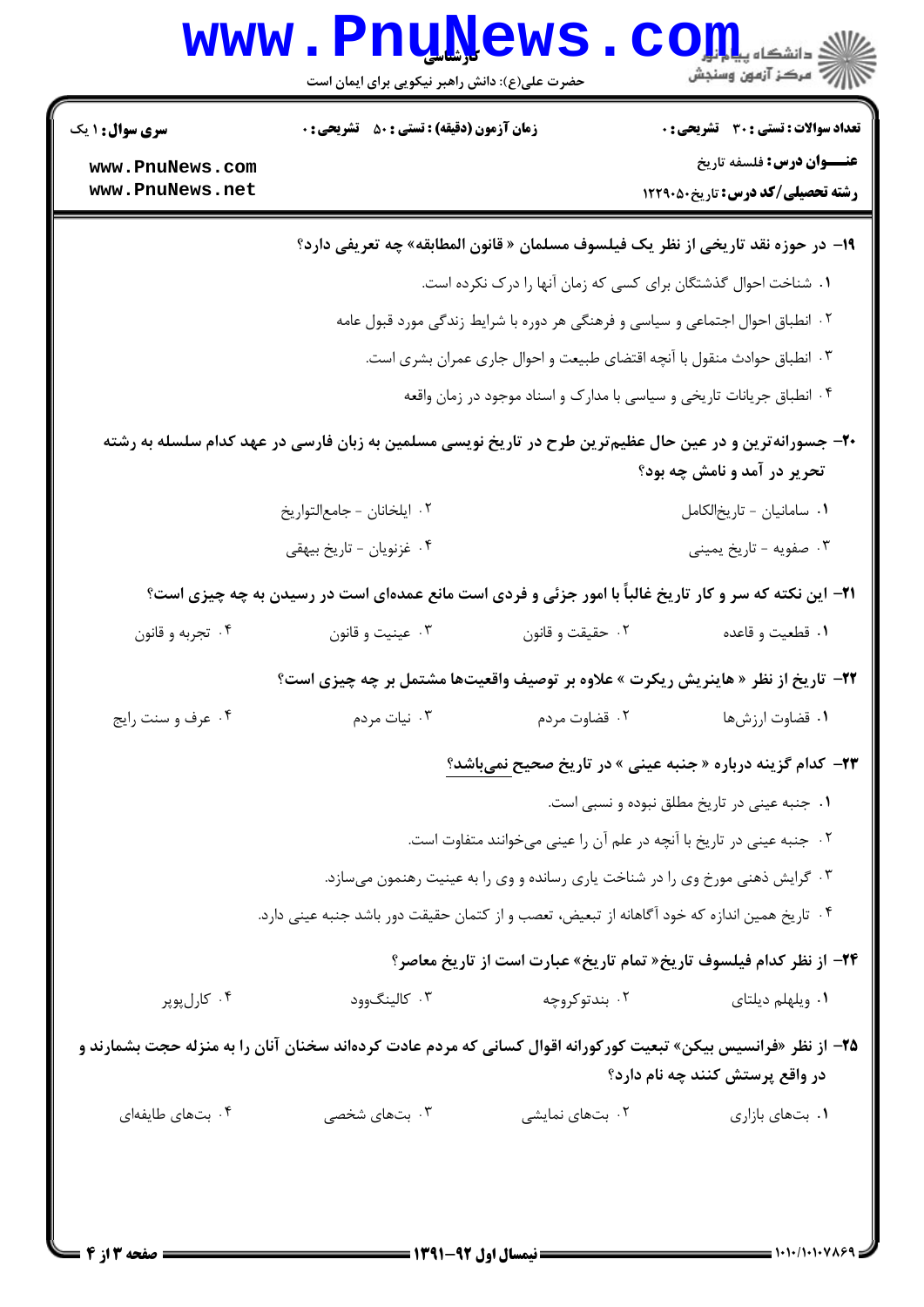**عنـــوان درس:** فلسفه تاریخ

**رشته تحصیلی/کد درس:** تاریخ ۱۲۲۹۰۵۰

**سری سوال:** ۱ یک

**زمان آزمون (دقیقه) : تستی : ۵۰ تشریحی : ۰**

**تعداد سوالات : تستی : ۳۰ تشریحی : ۰**

**۱۹- در حوزه نقد تاریخی از نظر یک فیلسوف مسلمان « قانون المطابقه» چه تعریفی دارد؟**

۱. شناخت احوال گذشتگان برای کسی که زمان آنها را درک نکرده است.

۲. انطباق احوال اجتماعی و سیاسی و فرهنگی هر دوره با شرایط زندگی مورد قبول عامه

۳. انطباق حوادث منقول با آنچه اقتضای طبیعت و احوال جاری عمران بشری است.

۴. انطباق جریانات تاریخی و سیاسی با مدارک و اسناد موجود در زمان واقعه

**۲۰- جسورانه‌ترین و در عین حال عظیم‌ترین طرح در تاریخ نویسی مسلمین به زبان فارسی در عهد کدام سلسله به رشته تحریر در آمد و نامش چه بود؟**

۱. سامانیان - تاریخ‌الکامل

۲. ایلخانان - جامع‌التواریخ

۳. صفویه - تاریخ یمینی

۴. غزنویان - تاریخ بیهقی

**۲۱- این نکته که سر و کار تاریخ غالباً با امور جزئی و فردی است مانع عمده‌ای است در رسیدن به چه چیزی است؟**

۱. قطعیت و قاعده

۲. حقیقت و قانون

۳. عینیت و قانون

۴. تجربه و قانون

**۲۲- تاریخ از نظر « هاینریش ریکرت » علاوه بر توصیف واقعیت‌ها مشتمل بر چه چیزی است؟**

۱. قضاوت ارزش‌ها

۲. قضاوت مردم

۳. نیات مردم

۴. عرف و سنت رایج

**۲۳- کدام گزینه درباره « جنبه عینی » در تاریخ صحیح نمی‌باشد؟**

۱. جنبه عینی در تاریخ مطلق نبوده و نسبی است.

۲. جنبه عینی در تاریخ با آنچه در علم آن را عینی می‌خوانند متفاوت است.

۳. گرایش ذهنی مورخ وی را در شناخت یاری رسانده و وی را به عینیت رهنمون می‌سازد.

۴. تاریخ همین اندازه که خود آگاهانه از تبعیض، تعصب و از کتمان حقیقت دور باشد جنبه عینی دارد.

**۲۴- از نظر کدام فیلسوف تاریخ« تمام تاریخ» عبارت است از تاریخ معاصر؟**

۱. ویلهلم دیلتای

۲. بندتوکروچه

۳. کالینگ‌وود

۴. کارل‌پوپر

**۲۵- از نظر «فرانسیس بیکن» تبعیت کورکورانه اقوال کسانی که مردم عادت کرده‌اند سخنان آنان را به منزله حجت بشمارند و در واقع پرستش کنند چه نام دارد؟**

۱. بت‌های بازاری

۲. بت‌های نمایشی

۳. بت‌های شخصی

۴. بت‌های طایفه‌ای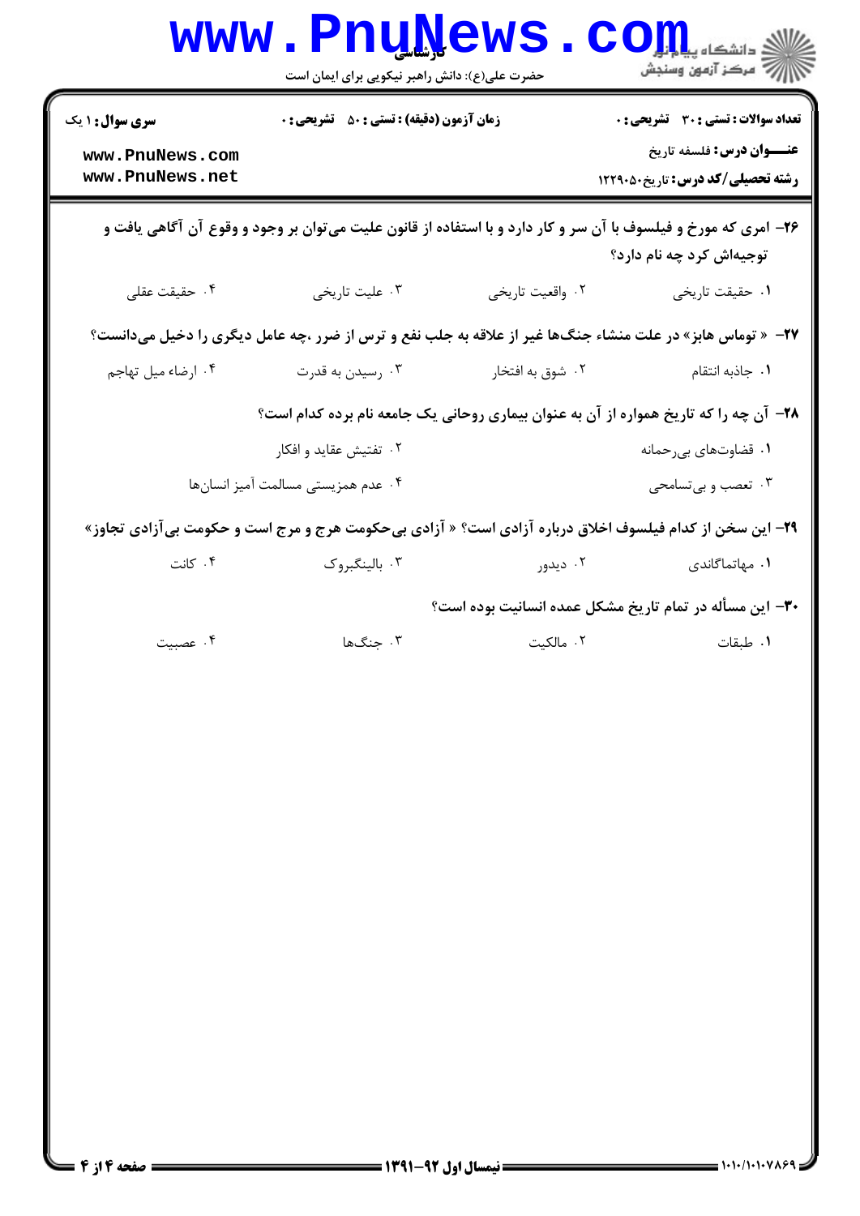**۲۶-** امری که مورخ و فیلسوف با آن سر و کار دارد و با استفاده از قانون علیت می‌توان بر وجود و وقوع آن آگاهی یافت و توجیه‌اش کرد چه نام دارد؟

۱. حقیقت تاریخی
۲. واقعیت تاریخی
۳. علیت تاریخی
۴. حقیقت عقلی

**۲۷-** « توماس هابز» در علت منشاء جنگ‌ها غیر از علاقه به جلب نفع و ترس از ضرر ،چه عامل دیگری را دخیل می‌دانست؟

۱. جاذبه انتقام
۲. شوق به افتخار
۳. رسیدن به قدرت
۴. ارضاء میل تهاجم

**۲۸-** آن چه را که تاریخ همواره از آن به عنوان بیماری روحانی یک جامعه نام برده کدام است؟

۱. قضاوت‌های بی‌رحمانه
۲. تفتیش عقاید و افکار
۳. تعصب و بی‌تسامحی
۴. عدم همزیستی مسالمت آمیز انسان‌ها

**۲۹-** این سخن از کدام فیلسوف اخلاق درباره آزادی است؟ « آزادی بی‌حکومت هرج و مرج است و حکومت بی‌آزادی تجاوز»

۱. مهاتماگاندی
۲. دیدور
۳. بالینگبروک
۴. کانت

**۳۰-** این مسأله در تمام تاریخ مشکل عمده انسانیت بوده است؟

۱. طبقات
۲. مالکیت
۳. جنگ‌ها
۴. عصبیت